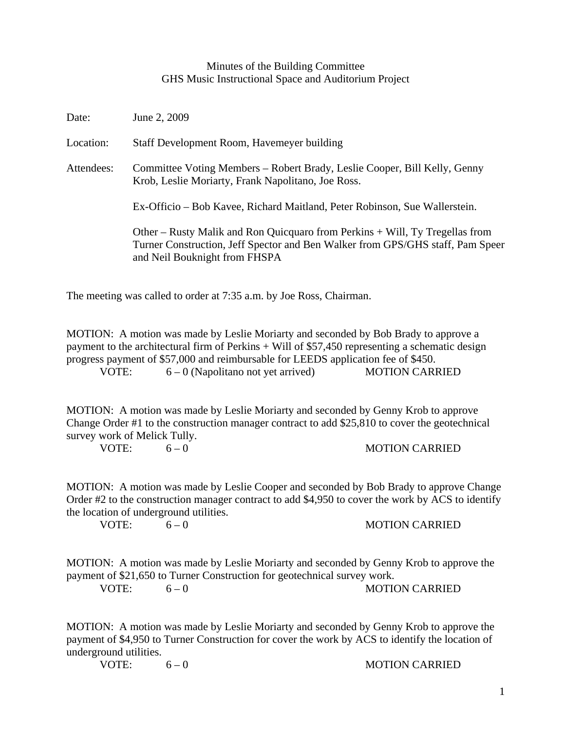# Minutes of the Building Committee
## GHS Music Instructional Space and Auditorium Project

Date: June 2, 2009

Location: Staff Development Room, Havemeyer building

Attendees: Committee Voting Members – Robert Brady, Leslie Cooper, Bill Kelly, Genny Krob, Leslie Moriarty, Frank Napolitano, Joe Ross.

Ex-Officio – Bob Kavee, Richard Maitland, Peter Robinson, Sue Wallerstein.

Other – Rusty Malik and Ron Quicquaro from Perkins + Will, Ty Tregellas from Turner Construction, Jeff Spector and Ben Walker from GPS/GHS staff, Pam Speer and Neil Bouknight from FHSPA

The meeting was called to order at 7:35 a.m. by Joe Ross, Chairman.

MOTION: A motion was made by Leslie Moriarty and seconded by Bob Brady to approve a payment to the architectural firm of Perkins + Will of $57,450 representing a schematic design progress payment of $57,000 and reimbursable for LEEDS application fee of $450.

VOTE: 6 – 0 (Napolitano not yet arrived) MOTION CARRIED

MOTION: A motion was made by Leslie Moriarty and seconded by Genny Krob to approve Change Order #1 to the construction manager contract to add $25,810 to cover the geotechnical survey work of Melick Tully.

VOTE: 6 – 0 MOTION CARRIED

MOTION: A motion was made by Leslie Cooper and seconded by Bob Brady to approve Change Order #2 to the construction manager contract to add $4,950 to cover the work by ACS to identify the location of underground utilities.

VOTE: 6 – 0 MOTION CARRIED

MOTION: A motion was made by Leslie Moriarty and seconded by Genny Krob to approve the payment of $21,650 to Turner Construction for geotechnical survey work.

VOTE: 6 – 0 MOTION CARRIED

MOTION: A motion was made by Leslie Moriarty and seconded by Genny Krob to approve the payment of $4,950 to Turner Construction for cover the work by ACS to identify the location of underground utilities.

VOTE: 6 – 0 MOTION CARRIED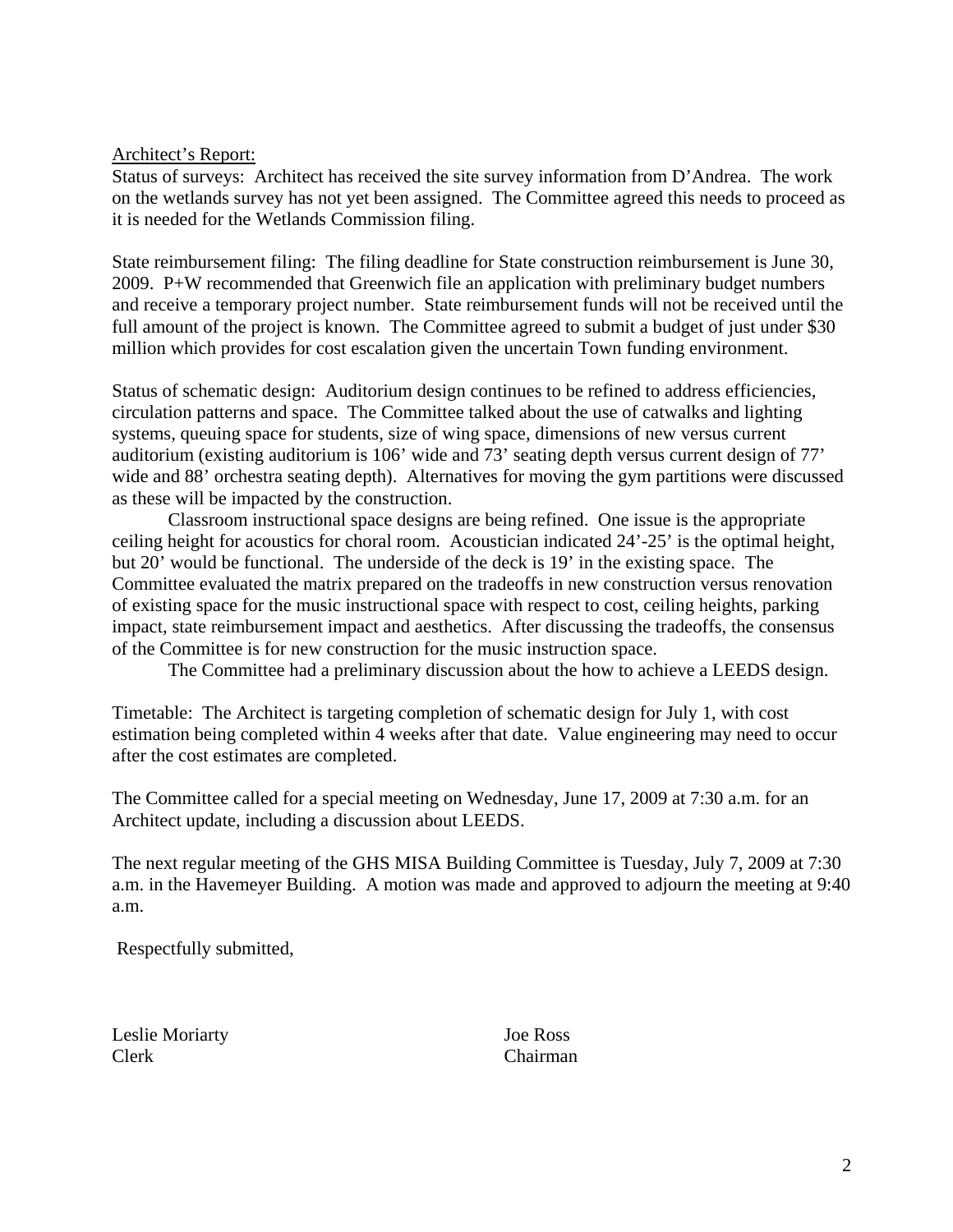Architect's Report:

Status of surveys: Architect has received the site survey information from D'Andrea. The work on the wetlands survey has not yet been assigned. The Committee agreed this needs to proceed as it is needed for the Wetlands Commission filing.

State reimbursement filing: The filing deadline for State construction reimbursement is June 30, 2009. P+W recommended that Greenwich file an application with preliminary budget numbers and receive a temporary project number. State reimbursement funds will not be received until the full amount of the project is known. The Committee agreed to submit a budget of just under $30 million which provides for cost escalation given the uncertain Town funding environment.

Status of schematic design: Auditorium design continues to be refined to address efficiencies, circulation patterns and space. The Committee talked about the use of catwalks and lighting systems, queuing space for students, size of wing space, dimensions of new versus current auditorium (existing auditorium is 106' wide and 73' seating depth versus current design of 77' wide and 88' orchestra seating depth). Alternatives for moving the gym partitions were discussed as these will be impacted by the construction.

Classroom instructional space designs are being refined. One issue is the appropriate ceiling height for acoustics for choral room. Acoustician indicated 24'-25' is the optimal height, but 20' would be functional. The underside of the deck is 19' in the existing space. The Committee evaluated the matrix prepared on the tradeoffs in new construction versus renovation of existing space for the music instructional space with respect to cost, ceiling heights, parking impact, state reimbursement impact and aesthetics. After discussing the tradeoffs, the consensus of the Committee is for new construction for the music instruction space.

The Committee had a preliminary discussion about the how to achieve a LEEDS design.

Timetable: The Architect is targeting completion of schematic design for July 1, with cost estimation being completed within 4 weeks after that date. Value engineering may need to occur after the cost estimates are completed.

The Committee called for a special meeting on Wednesday, June 17, 2009 at 7:30 a.m. for an Architect update, including a discussion about LEEDS.

The next regular meeting of the GHS MISA Building Committee is Tuesday, July 7, 2009 at 7:30 a.m. in the Havemeyer Building. A motion was made and approved to adjourn the meeting at 9:40 a.m.

Respectfully submitted,

Leslie Moriarty
Clerk

Joe Ross
Chairman